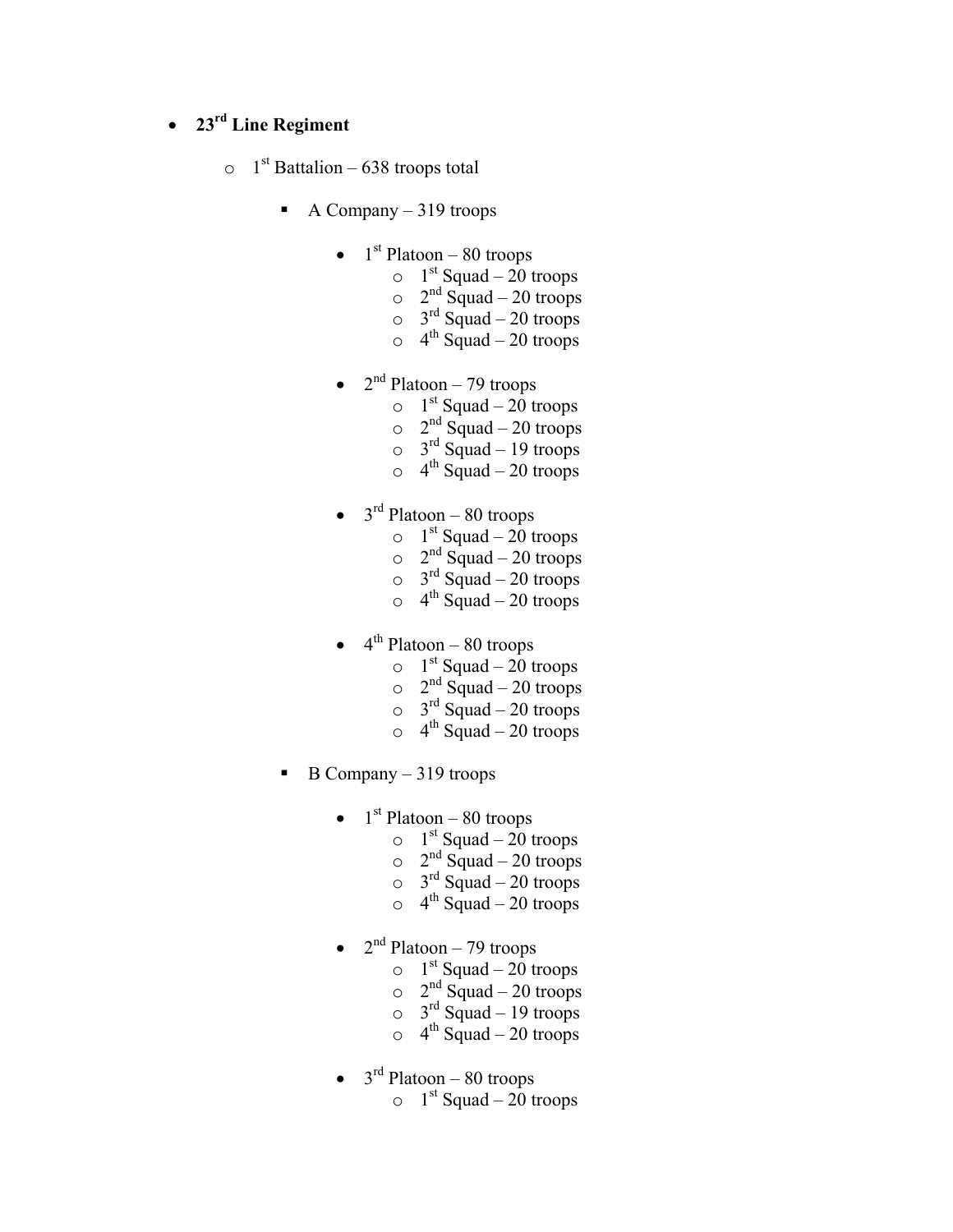- **23rd Line Regiment**
  - 1st Battalion – 638 troops total
    - A Company – 319 troops
      - 1st Platoon – 80 troops
        - 1st Squad – 20 troops
        - 2nd Squad – 20 troops
        - 3rd Squad – 20 troops
        - 4th Squad – 20 troops
      - 2nd Platoon – 79 troops
        - 1st Squad – 20 troops
        - 2nd Squad – 20 troops
        - 3rd Squad – 19 troops
        - 4th Squad – 20 troops
      - 3rd Platoon – 80 troops
        - 1st Squad – 20 troops
        - 2nd Squad – 20 troops
        - 3rd Squad – 20 troops
        - 4th Squad – 20 troops
      - 4th Platoon – 80 troops
        - 1st Squad – 20 troops
        - 2nd Squad – 20 troops
        - 3rd Squad – 20 troops
        - 4th Squad – 20 troops
    - B Company – 319 troops
      - 1st Platoon – 80 troops
        - 1st Squad – 20 troops
        - 2nd Squad – 20 troops
        - 3rd Squad – 20 troops
        - 4th Squad – 20 troops
      - 2nd Platoon – 79 troops
        - 1st Squad – 20 troops
        - 2nd Squad – 20 troops
        - 3rd Squad – 19 troops
        - 4th Squad – 20 troops
      - 3rd Platoon – 80 troops
        - 1st Squad – 20 troops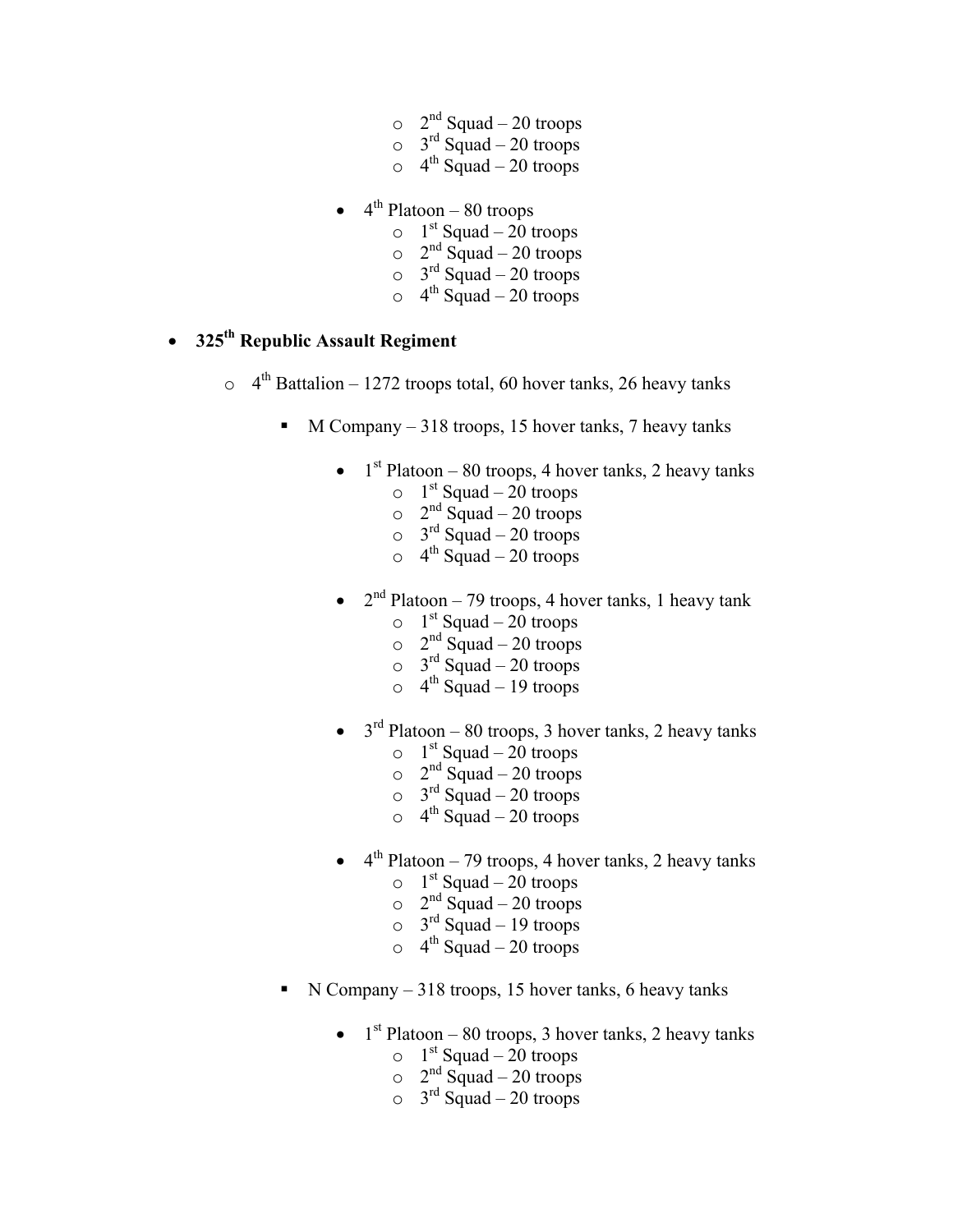- 2nd Squad – 20 troops
- 3rd Squad – 20 troops
- 4th Squad – 20 troops

- 4th Platoon – 80 troops
  - 1st Squad – 20 troops
  - 2nd Squad – 20 troops
  - 3rd Squad – 20 troops
  - 4th Squad – 20 troops

- **325th Republic Assault Regiment**

  - 4th Battalion – 1272 troops total, 60 hover tanks, 26 heavy tanks

    - M Company – 318 troops, 15 hover tanks, 7 heavy tanks

      - 1st Platoon – 80 troops, 4 hover tanks, 2 heavy tanks
        - 1st Squad – 20 troops
        - 2nd Squad – 20 troops
        - 3rd Squad – 20 troops
        - 4th Squad – 20 troops

      - 2nd Platoon – 79 troops, 4 hover tanks, 1 heavy tank
        - 1st Squad – 20 troops
        - 2nd Squad – 20 troops
        - 3rd Squad – 20 troops
        - 4th Squad – 19 troops

      - 3rd Platoon – 80 troops, 3 hover tanks, 2 heavy tanks
        - 1st Squad – 20 troops
        - 2nd Squad – 20 troops
        - 3rd Squad – 20 troops
        - 4th Squad – 20 troops

      - 4th Platoon – 79 troops, 4 hover tanks, 2 heavy tanks
        - 1st Squad – 20 troops
        - 2nd Squad – 20 troops
        - 3rd Squad – 19 troops
        - 4th Squad – 20 troops

    - N Company – 318 troops, 15 hover tanks, 6 heavy tanks

      - 1st Platoon – 80 troops, 3 hover tanks, 2 heavy tanks
        - 1st Squad – 20 troops
        - 2nd Squad – 20 troops
        - 3rd Squad – 20 troops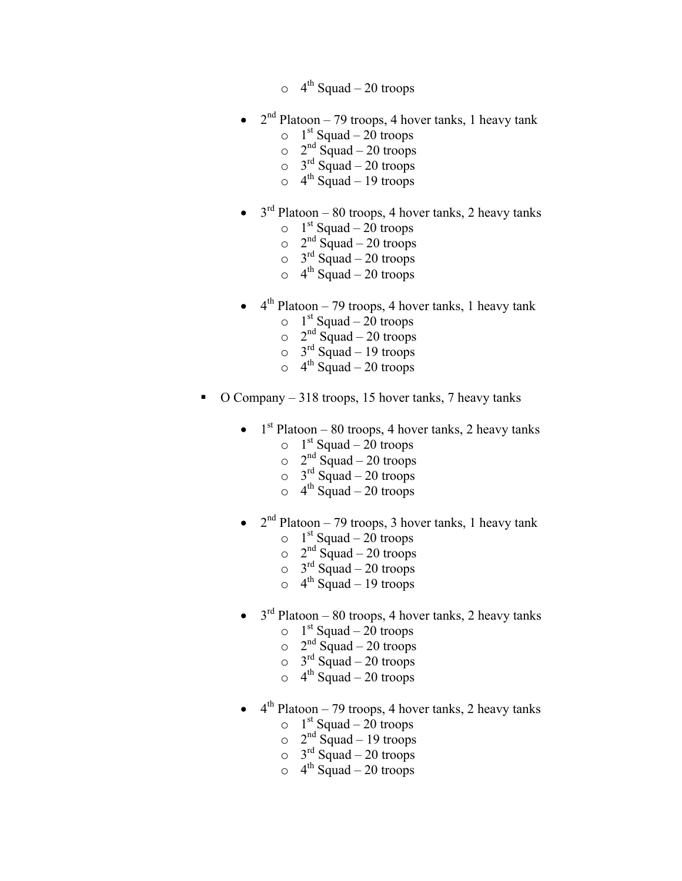- 4th Squad – 20 troops

  - 2nd Platoon – 79 troops, 4 hover tanks, 1 heavy tank
      - 1st Squad – 20 troops
      - 2nd Squad – 20 troops
      - 3rd Squad – 20 troops
      - 4th Squad – 19 troops

  - 3rd Platoon – 80 troops, 4 hover tanks, 2 heavy tanks
      - 1st Squad – 20 troops
      - 2nd Squad – 20 troops
      - 3rd Squad – 20 troops
      - 4th Squad – 20 troops

  - 4th Platoon – 79 troops, 4 hover tanks, 1 heavy tank
      - 1st Squad – 20 troops
      - 2nd Squad – 20 troops
      - 3rd Squad – 19 troops
      - 4th Squad – 20 troops

- O Company – 318 troops, 15 hover tanks, 7 heavy tanks

  - 1st Platoon – 80 troops, 4 hover tanks, 2 heavy tanks
      - 1st Squad – 20 troops
      - 2nd Squad – 20 troops
      - 3rd Squad – 20 troops
      - 4th Squad – 20 troops

  - 2nd Platoon – 79 troops, 3 hover tanks, 1 heavy tank
      - 1st Squad – 20 troops
      - 2nd Squad – 20 troops
      - 3rd Squad – 20 troops
      - 4th Squad – 19 troops

  - 3rd Platoon – 80 troops, 4 hover tanks, 2 heavy tanks
      - 1st Squad – 20 troops
      - 2nd Squad – 20 troops
      - 3rd Squad – 20 troops
      - 4th Squad – 20 troops

  - 4th Platoon – 79 troops, 4 hover tanks, 2 heavy tanks
      - 1st Squad – 20 troops
      - 2nd Squad – 19 troops
      - 3rd Squad – 20 troops
      - 4th Squad – 20 troops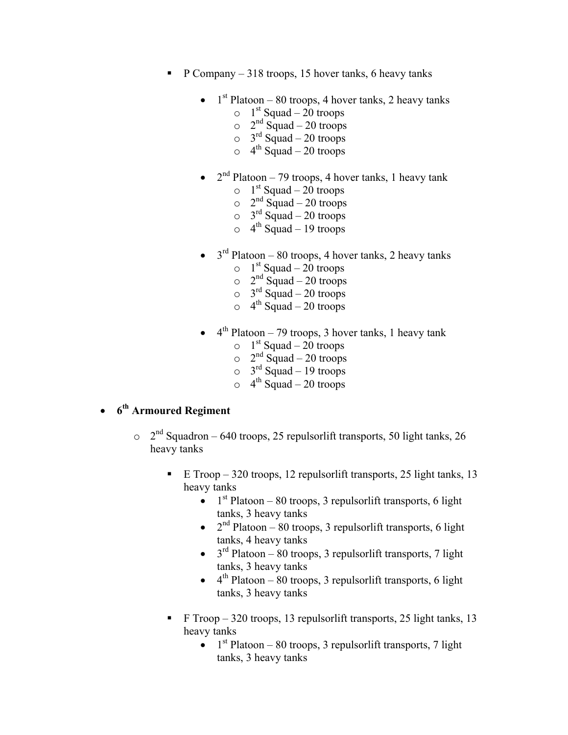- P Company – 318 troops, 15 hover tanks, 6 heavy tanks
    - 1st Platoon – 80 troops, 4 hover tanks, 2 heavy tanks
        - 1st Squad – 20 troops
        - 2nd Squad – 20 troops
        - 3rd Squad – 20 troops
        - 4th Squad – 20 troops
    - 2nd Platoon – 79 troops, 4 hover tanks, 1 heavy tank
        - 1st Squad – 20 troops
        - 2nd Squad – 20 troops
        - 3rd Squad – 20 troops
        - 4th Squad – 19 troops
    - 3rd Platoon – 80 troops, 4 hover tanks, 2 heavy tanks
        - 1st Squad – 20 troops
        - 2nd Squad – 20 troops
        - 3rd Squad – 20 troops
        - 4th Squad – 20 troops
    - 4th Platoon – 79 troops, 3 hover tanks, 1 heavy tank
        - 1st Squad – 20 troops
        - 2nd Squad – 20 troops
        - 3rd Squad – 19 troops
        - 4th Squad – 20 troops

- **6th Armoured Regiment**
    - 2nd Squadron – 640 troops, 25 repulsorlift transports, 50 light tanks, 26 heavy tanks
        - E Troop – 320 troops, 12 repulsorlift transports, 25 light tanks, 13 heavy tanks
            - 1st Platoon – 80 troops, 3 repulsorlift transports, 6 light tanks, 3 heavy tanks
            - 2nd Platoon – 80 troops, 3 repulsorlift transports, 6 light tanks, 4 heavy tanks
            - 3rd Platoon – 80 troops, 3 repulsorlift transports, 7 light tanks, 3 heavy tanks
            - 4th Platoon – 80 troops, 3 repulsorlift transports, 6 light tanks, 3 heavy tanks
        - F Troop – 320 troops, 13 repulsorlift transports, 25 light tanks, 13 heavy tanks
            - 1st Platoon – 80 troops, 3 repulsorlift transports, 7 light tanks, 3 heavy tanks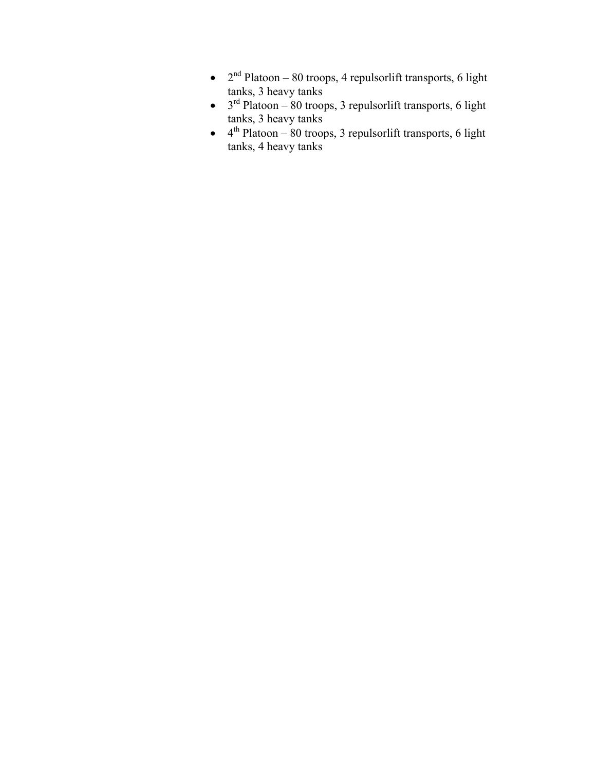- 2nd Platoon – 80 troops, 4 repulsorlift transports, 6 light tanks, 3 heavy tanks
- 3rd Platoon – 80 troops, 3 repulsorlift transports, 6 light tanks, 3 heavy tanks
- 4th Platoon – 80 troops, 3 repulsorlift transports, 6 light tanks, 4 heavy tanks